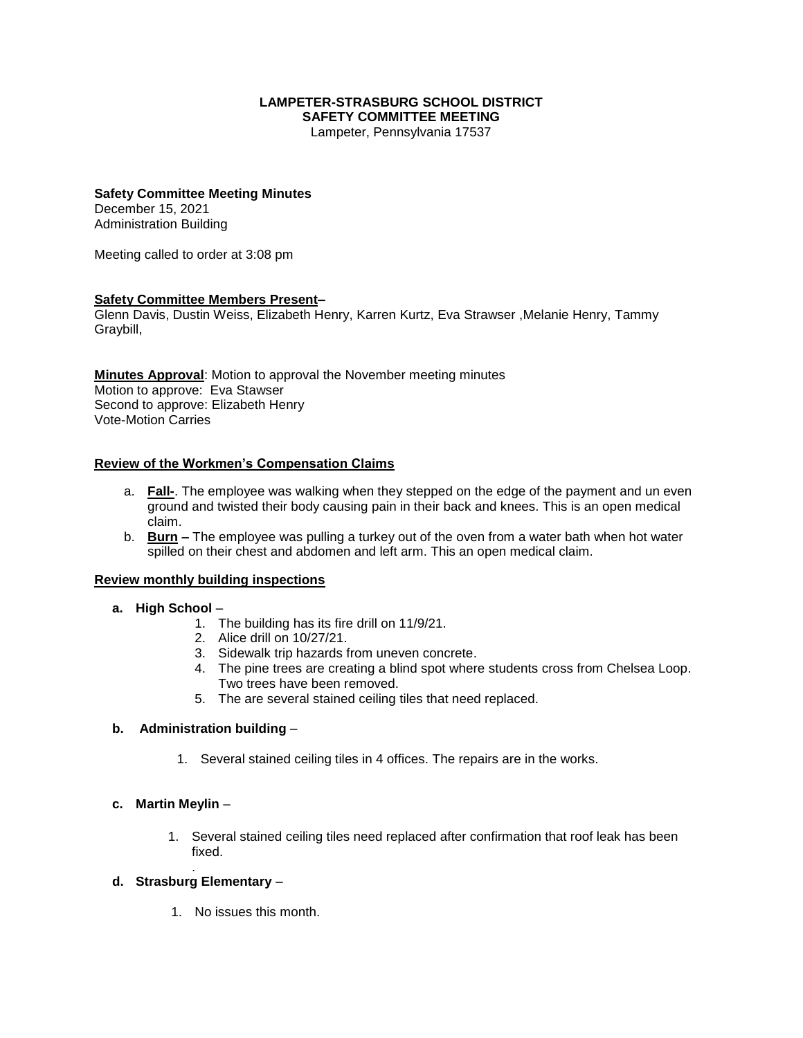**LAMPETER-STRASBURG SCHOOL DISTRICT**
**SAFETY COMMITTEE MEETING**
Lampeter, Pennsylvania 17537

**Safety Committee Meeting Minutes**
December 15, 2021
Administration Building

Meeting called to order at 3:08 pm

**Safety Committee Members Present–**
Glenn Davis, Dustin Weiss, Elizabeth Henry, Karren Kurtz, Eva Strawser ,Melanie Henry, Tammy Graybill,

**Minutes Approval**: Motion to approval the November meeting minutes
Motion to approve: Eva Stawser
Second to approve: Elizabeth Henry
Vote-Motion Carries

**Review of the Workmen's Compensation Claims**

a. **Fall-**. The employee was walking when they stepped on the edge of the payment and un even ground and twisted their body causing pain in their back and knees. This is an open medical claim.
b. **Burn –** The employee was pulling a turkey out of the oven from a water bath when hot water spilled on their chest and abdomen and left arm. This an open medical claim.

**Review monthly building inspections**

**a. High School** –
1. The building has its fire drill on 11/9/21.
2. Alice drill on 10/27/21.
3. Sidewalk trip hazards from uneven concrete.
4. The pine trees are creating a blind spot where students cross from Chelsea Loop. Two trees have been removed.
5. The are several stained ceiling tiles that need replaced.

**b. Administration building** –
1. Several stained ceiling tiles in 4 offices. The repairs are in the works.

**c. Martin Meylin** –
1. Several stained ceiling tiles need replaced after confirmation that roof leak has been fixed.

**d. Strasburg Elementary** –
1. No issues this month.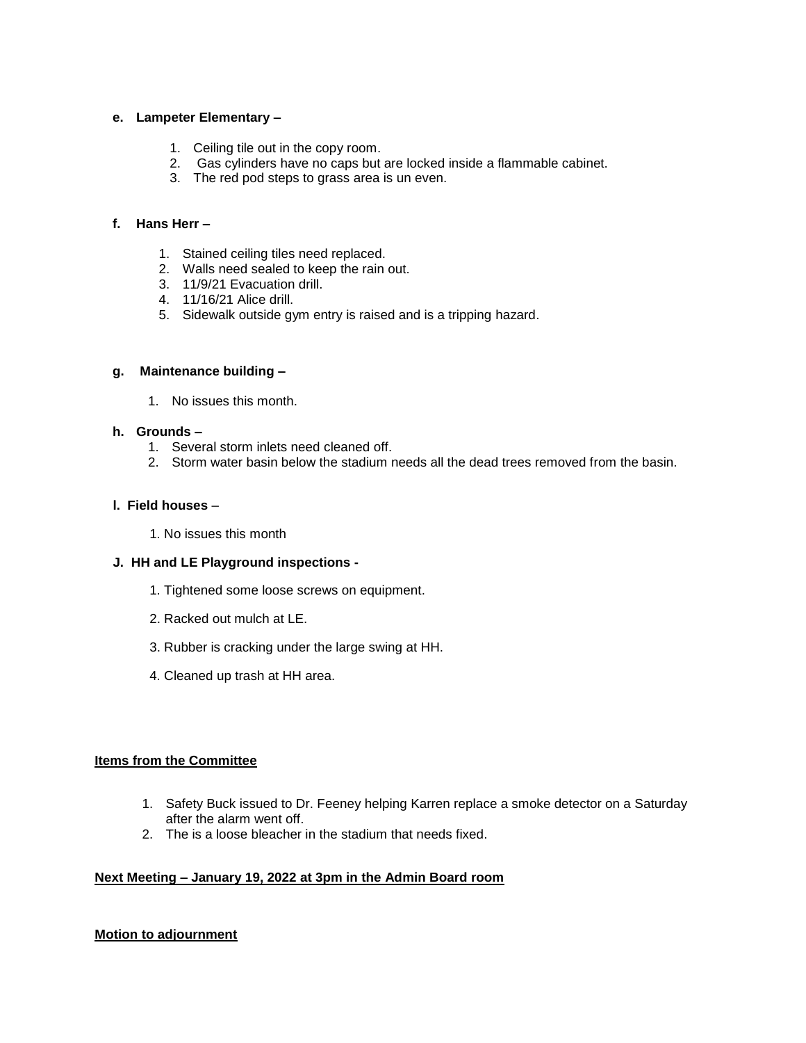**e. Lampeter Elementary –**

1. Ceiling tile out in the copy room.
2. Gas cylinders have no caps but are locked inside a flammable cabinet.
3. The red pod steps to grass area is un even.

**f. Hans Herr –**

1. Stained ceiling tiles need replaced.
2. Walls need sealed to keep the rain out.
3. 11/9/21 Evacuation drill.
4. 11/16/21 Alice drill.
5. Sidewalk outside gym entry is raised and is a tripping hazard.

**g. Maintenance building –**

1. No issues this month.

**h. Grounds –**

1. Several storm inlets need cleaned off.
2. Storm water basin below the stadium needs all the dead trees removed from the basin.

**I. Field houses** –

1. No issues this month

**J. HH and LE Playground inspections -**

1. Tightened some loose screws on equipment.
2. Racked out mulch at LE.
3. Rubber is cracking under the large swing at HH.
4. Cleaned up trash at HH area.

**Items from the Committee**

1. Safety Buck issued to Dr. Feeney helping Karren replace a smoke detector on a Saturday after the alarm went off.
2. The is a loose bleacher in the stadium that needs fixed.

**Next Meeting – January 19, 2022 at 3pm in the Admin Board room**

**Motion to adjournment**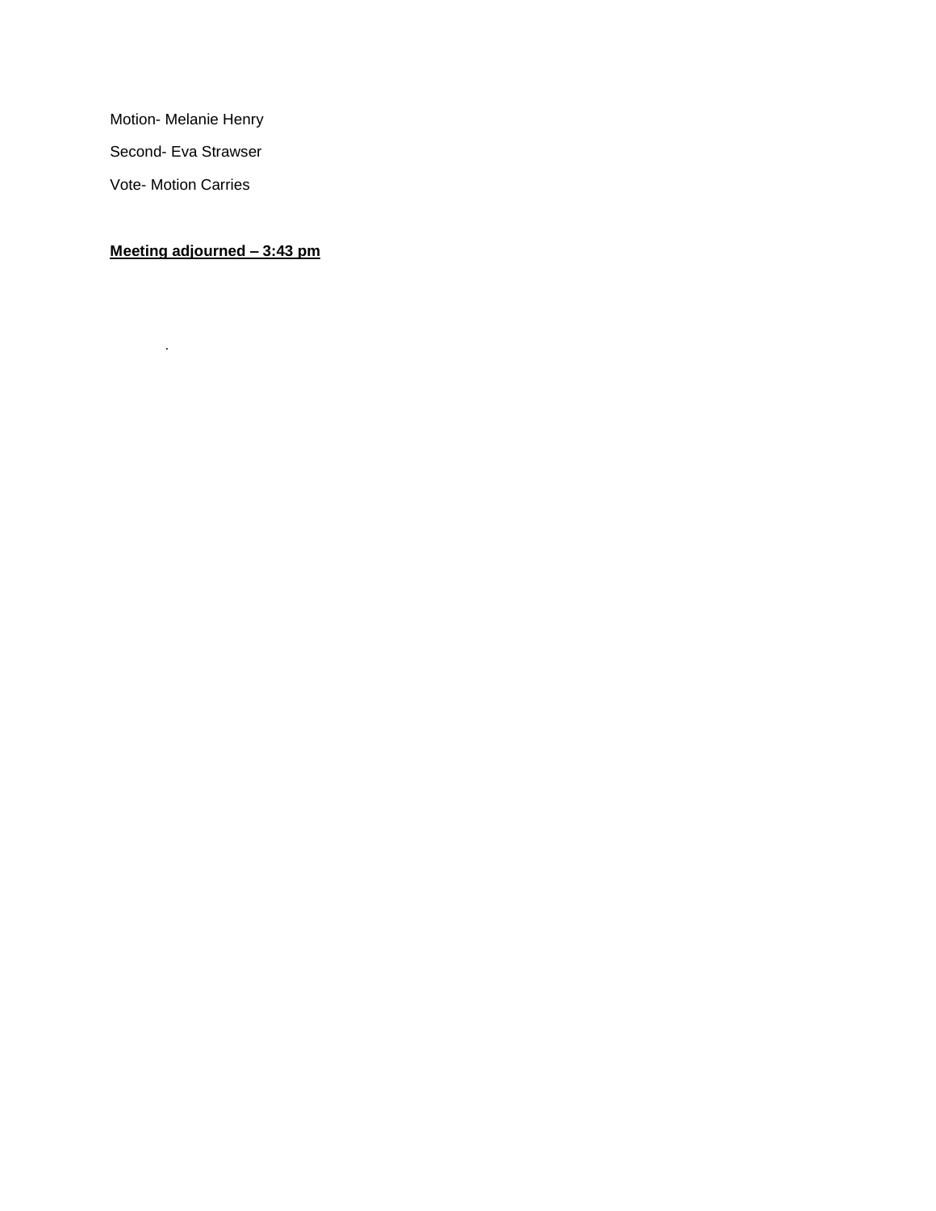Motion- Melanie Henry

Second- Eva Strawser

Vote- Motion Carries

**<u>Meeting adjourned – 3:43 pm</u>**

.